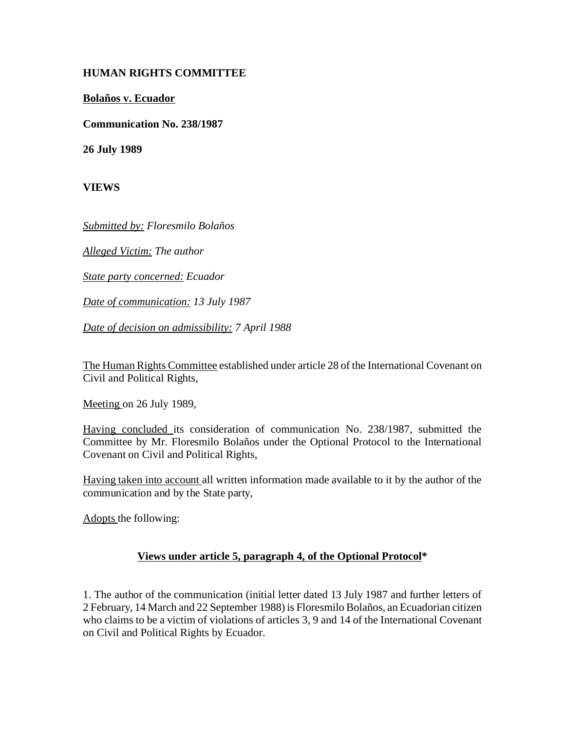**HUMAN RIGHTS COMMITTEE**

**Bolaños v. Ecuador**

**Communication No. 238/1987**

**26 July 1989**

**VIEWS**

*Submitted by: Floresmilo Bolaños*

*Alleged Victim: The author*

*State party concerned: Ecuador*

*Date of communication: 13 July 1987*

*Date of decision on admissibility: 7 April 1988*

The Human Rights Committee established under article 28 of the International Covenant on Civil and Political Rights,

Meeting on 26 July 1989,

Having concluded its consideration of communication No. 238/1987, submitted the Committee by Mr. Floresmilo Bolaños under the Optional Protocol to the International Covenant on Civil and Political Rights,

Having taken into account all written information made available to it by the author of the communication and by the State party,

Adopts the following:

## Views under article 5, paragraph 4, of the Optional Protocol*

1. The author of the communication (initial letter dated 13 July 1987 and further letters of 2 February, 14 March and 22 September 1988) is Floresmilo Bolaños, an Ecuadorian citizen who claims to be a victim of violations of articles 3, 9 and 14 of the International Covenant on Civil and Political Rights by Ecuador.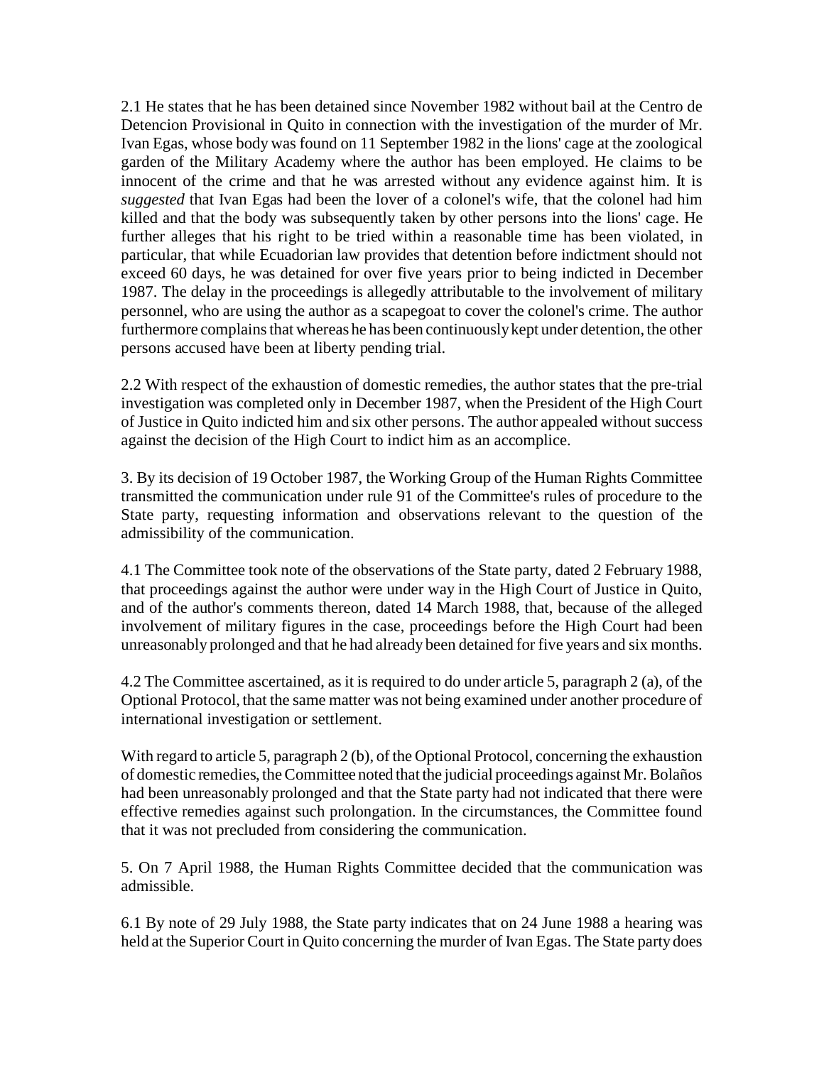2.1 He states that he has been detained since November 1982 without bail at the Centro de Detencion Provisional in Quito in connection with the investigation of the murder of Mr. Ivan Egas, whose body was found on 11 September 1982 in the lions' cage at the zoological garden of the Military Academy where the author has been employed. He claims to be innocent of the crime and that he was arrested without any evidence against him. It is *suggested* that Ivan Egas had been the lover of a colonel's wife, that the colonel had him killed and that the body was subsequently taken by other persons into the lions' cage. He further alleges that his right to be tried within a reasonable time has been violated, in particular, that while Ecuadorian law provides that detention before indictment should not exceed 60 days, he was detained for over five years prior to being indicted in December 1987. The delay in the proceedings is allegedly attributable to the involvement of military personnel, who are using the author as a scapegoat to cover the colonel's crime. The author furthermore complains that whereas he has been continuously kept under detention, the other persons accused have been at liberty pending trial.

2.2 With respect of the exhaustion of domestic remedies, the author states that the pre-trial investigation was completed only in December 1987, when the President of the High Court of Justice in Quito indicted him and six other persons. The author appealed without success against the decision of the High Court to indict him as an accomplice.

3. By its decision of 19 October 1987, the Working Group of the Human Rights Committee transmitted the communication under rule 91 of the Committee's rules of procedure to the State party, requesting information and observations relevant to the question of the admissibility of the communication.

4.1 The Committee took note of the observations of the State party, dated 2 February 1988, that proceedings against the author were under way in the High Court of Justice in Quito, and of the author's comments thereon, dated 14 March 1988, that, because of the alleged involvement of military figures in the case, proceedings before the High Court had been unreasonably prolonged and that he had already been detained for five years and six months.

4.2 The Committee ascertained, as it is required to do under article 5, paragraph 2 (a), of the Optional Protocol, that the same matter was not being examined under another procedure of international investigation or settlement.

With regard to article 5, paragraph 2 (b), of the Optional Protocol, concerning the exhaustion of domestic remedies, the Committee noted that the judicial proceedings against Mr. Bolaños had been unreasonably prolonged and that the State party had not indicated that there were effective remedies against such prolongation. In the circumstances, the Committee found that it was not precluded from considering the communication.

5. On 7 April 1988, the Human Rights Committee decided that the communication was admissible.

6.1 By note of 29 July 1988, the State party indicates that on 24 June 1988 a hearing was held at the Superior Court in Quito concerning the murder of Ivan Egas. The State party does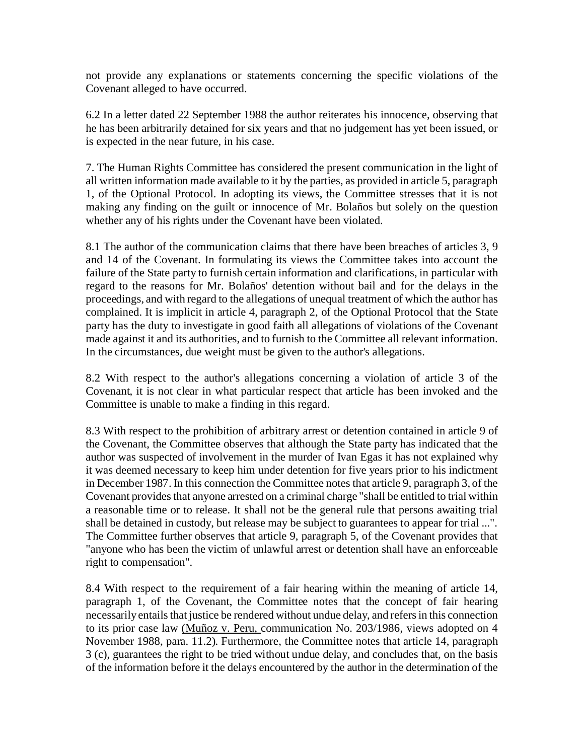not provide any explanations or statements concerning the specific violations of the Covenant alleged to have occurred.

6.2 In a letter dated 22 September 1988 the author reiterates his innocence, observing that he has been arbitrarily detained for six years and that no judgement has yet been issued, or is expected in the near future, in his case.

7. The Human Rights Committee has considered the present communication in the light of all written information made available to it by the parties, as provided in article 5, paragraph 1, of the Optional Protocol. In adopting its views, the Committee stresses that it is not making any finding on the guilt or innocence of Mr. Bolaños but solely on the question whether any of his rights under the Covenant have been violated.

8.1 The author of the communication claims that there have been breaches of articles 3, 9 and 14 of the Covenant. In formulating its views the Committee takes into account the failure of the State party to furnish certain information and clarifications, in particular with regard to the reasons for Mr. Bolaños' detention without bail and for the delays in the proceedings, and with regard to the allegations of unequal treatment of which the author has complained. It is implicit in article 4, paragraph 2, of the Optional Protocol that the State party has the duty to investigate in good faith all allegations of violations of the Covenant made against it and its authorities, and to furnish to the Committee all relevant information. In the circumstances, due weight must be given to the author's allegations.

8.2 With respect to the author's allegations concerning a violation of article 3 of the Covenant, it is not clear in what particular respect that article has been invoked and the Committee is unable to make a finding in this regard.

8.3 With respect to the prohibition of arbitrary arrest or detention contained in article 9 of the Covenant, the Committee observes that although the State party has indicated that the author was suspected of involvement in the murder of Ivan Egas it has not explained why it was deemed necessary to keep him under detention for five years prior to his indictment in December 1987. In this connection the Committee notes that article 9, paragraph 3, of the Covenant provides that anyone arrested on a criminal charge "shall be entitled to trial within a reasonable time or to release. It shall not be the general rule that persons awaiting trial shall be detained in custody, but release may be subject to guarantees to appear for trial ...". The Committee further observes that article 9, paragraph 5, of the Covenant provides that "anyone who has been the victim of unlawful arrest or detention shall have an enforceable right to compensation".

8.4 With respect to the requirement of a fair hearing within the meaning of article 14, paragraph 1, of the Covenant, the Committee notes that the concept of fair hearing necessarily entails that justice be rendered without undue delay, and refers in this connection to its prior case law (Muñoz v. Peru, communication No. 203/1986, views adopted on 4 November 1988, para. 11.2). Furthermore, the Committee notes that article 14, paragraph 3 (c), guarantees the right to be tried without undue delay, and concludes that, on the basis of the information before it the delays encountered by the author in the determination of the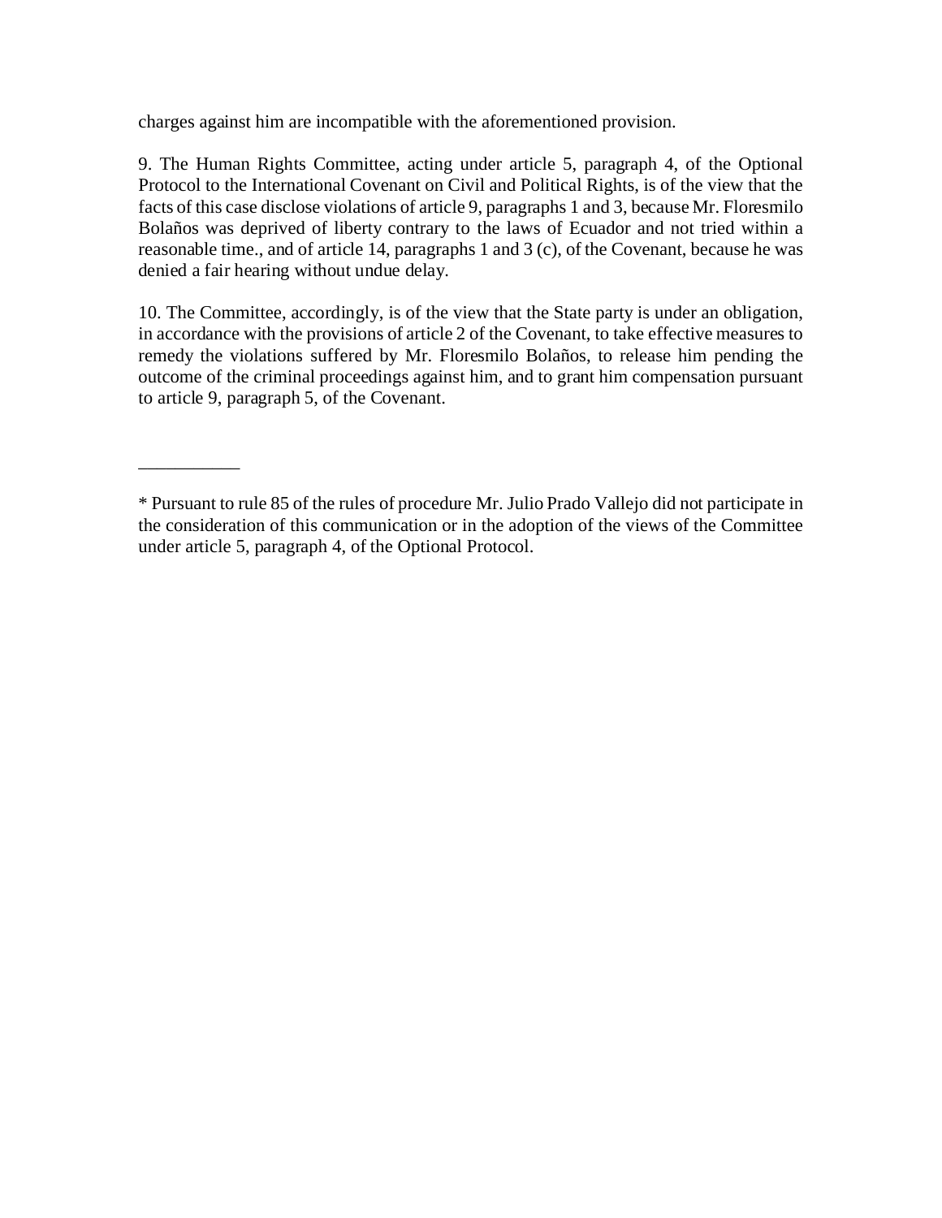charges against him are incompatible with the aforementioned provision.

9. The Human Rights Committee, acting under article 5, paragraph 4, of the Optional Protocol to the International Covenant on Civil and Political Rights, is of the view that the facts of this case disclose violations of article 9, paragraphs 1 and 3, because Mr. Floresmilo Bolaños was deprived of liberty contrary to the laws of Ecuador and not tried within a reasonable time., and of article 14, paragraphs 1 and 3 (c), of the Covenant, because he was denied a fair hearing without undue delay.

10. The Committee, accordingly, is of the view that the State party is under an obligation, in accordance with the provisions of article 2 of the Covenant, to take effective measures to remedy the violations suffered by Mr. Floresmilo Bolaños, to release him pending the outcome of the criminal proceedings against him, and to grant him compensation pursuant to article 9, paragraph 5, of the Covenant.

___________

* Pursuant to rule 85 of the rules of procedure Mr. Julio Prado Vallejo did not participate in the consideration of this communication or in the adoption of the views of the Committee under article 5, paragraph 4, of the Optional Protocol.